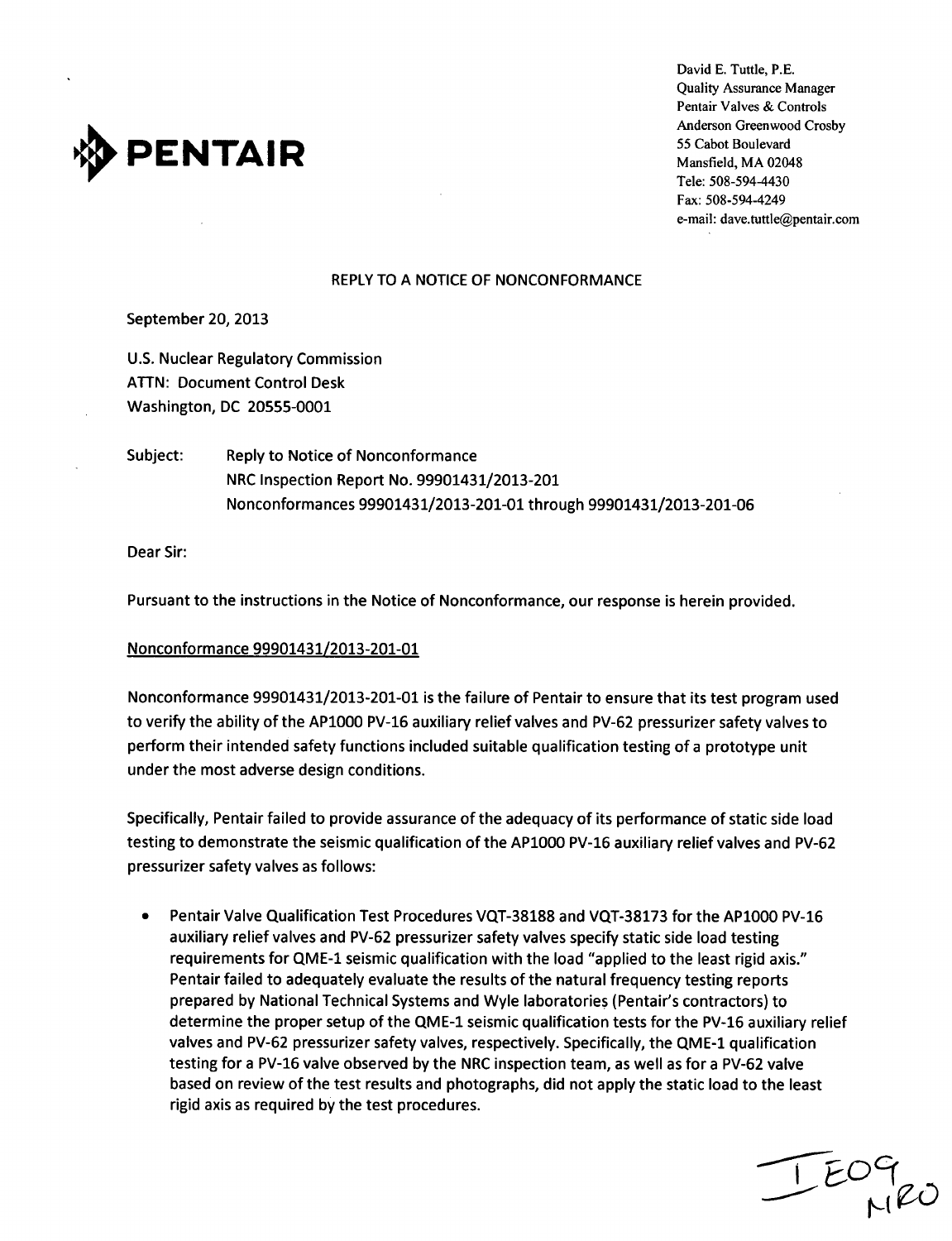**PENTAIR**

David E. Tuttle, P.E.
Quality Assurance Manager
Pentair Valves & Controls
Anderson Greenwood Crosby
55 Cabot Boulevard
Mansfield, MA 02048
Tele: 508-594-4430
Fax: 508-594-4249
e-mail: dave.tuttle@pentair.com

REPLY TO A NOTICE OF NONCONFORMANCE

September 20, 2013

U.S. Nuclear Regulatory Commission
ATTN: Document Control Desk
Washington, DC 20555-0001

Subject: Reply to Notice of Nonconformance
NRC Inspection Report No. 99901431/2013-201
Nonconformances 99901431/2013-201-01 through 99901431/2013-201-06

Dear Sir:

Pursuant to the instructions in the Notice of Nonconformance, our response is herein provided.

Nonconformance 99901431/2013-201-01

Nonconformance 99901431/2013-201-01 is the failure of Pentair to ensure that its test program used to verify the ability of the AP1000 PV-16 auxiliary relief valves and PV-62 pressurizer safety valves to perform their intended safety functions included suitable qualification testing of a prototype unit under the most adverse design conditions.

Specifically, Pentair failed to provide assurance of the adequacy of its performance of static side load testing to demonstrate the seismic qualification of the AP1000 PV-16 auxiliary relief valves and PV-62 pressurizer safety valves as follows:

- Pentair Valve Qualification Test Procedures VQT-38188 and VQT-38173 for the AP1000 PV-16 auxiliary relief valves and PV-62 pressurizer safety valves specify static side load testing requirements for QME-1 seismic qualification with the load "applied to the least rigid axis." Pentair failed to adequately evaluate the results of the natural frequency testing reports prepared by National Technical Systems and Wyle laboratories (Pentair's contractors) to determine the proper setup of the QME-1 seismic qualification tests for the PV-16 auxiliary relief valves and PV-62 pressurizer safety valves, respectively. Specifically, the QME-1 qualification testing for a PV-16 valve observed by the NRC inspection team, as well as for a PV-62 valve based on review of the test results and photographs, did not apply the static load to the least rigid axis as required by the test procedures.

IE09
NRO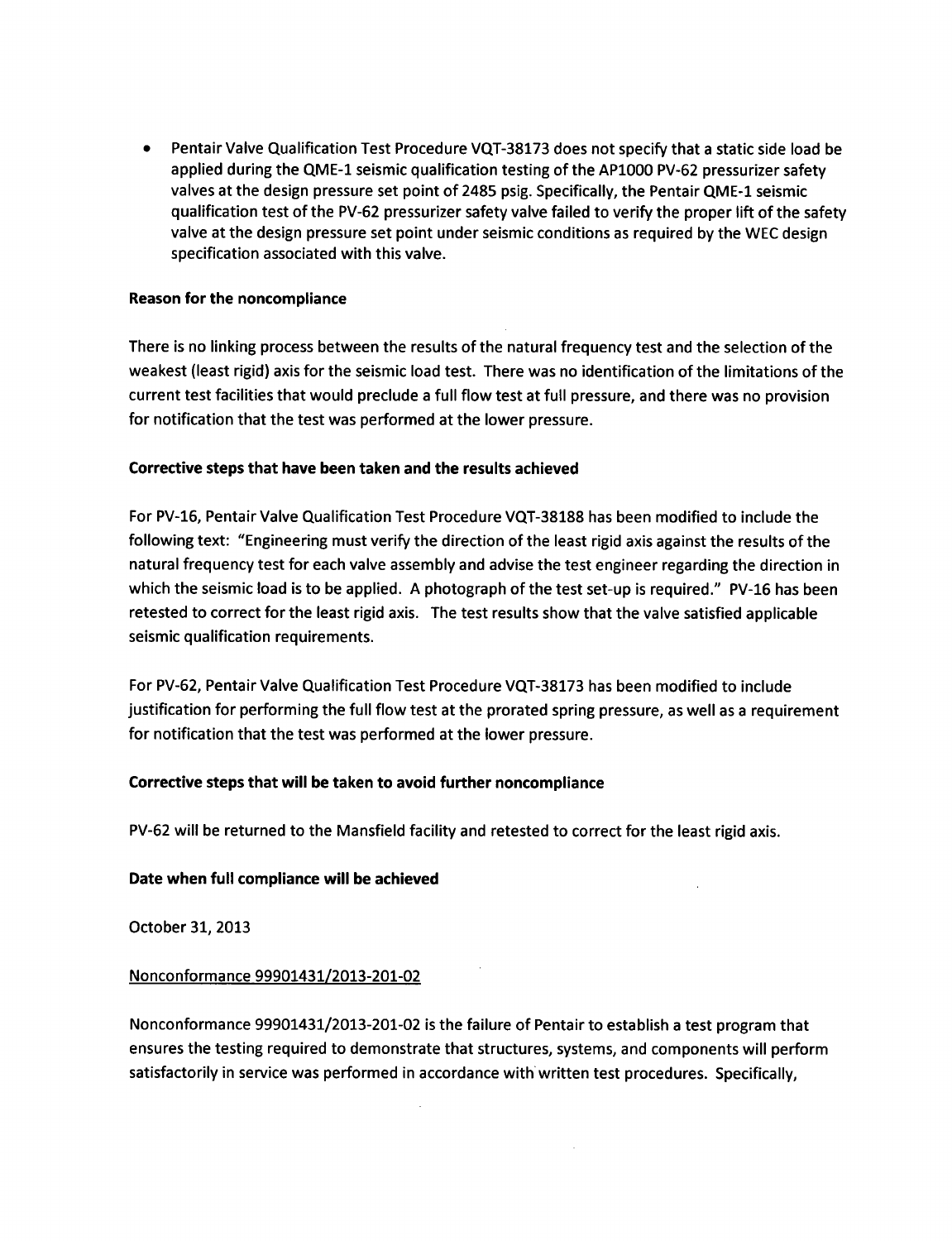- Pentair Valve Qualification Test Procedure VQT-38173 does not specify that a static side load be applied during the QME-1 seismic qualification testing of the AP1000 PV-62 pressurizer safety valves at the design pressure set point of 2485 psig. Specifically, the Pentair QME-1 seismic qualification test of the PV-62 pressurizer safety valve failed to verify the proper lift of the safety valve at the design pressure set point under seismic conditions as required by the WEC design specification associated with this valve.

**Reason for the noncompliance**

There is no linking process between the results of the natural frequency test and the selection of the weakest (least rigid) axis for the seismic load test. There was no identification of the limitations of the current test facilities that would preclude a full flow test at full pressure, and there was no provision for notification that the test was performed at the lower pressure.

**Corrective steps that have been taken and the results achieved**

For PV-16, Pentair Valve Qualification Test Procedure VQT-38188 has been modified to include the following text: "Engineering must verify the direction of the least rigid axis against the results of the natural frequency test for each valve assembly and advise the test engineer regarding the direction in which the seismic load is to be applied. A photograph of the test set-up is required." PV-16 has been retested to correct for the least rigid axis. The test results show that the valve satisfied applicable seismic qualification requirements.

For PV-62, Pentair Valve Qualification Test Procedure VQT-38173 has been modified to include justification for performing the full flow test at the prorated spring pressure, as well as a requirement for notification that the test was performed at the lower pressure.

**Corrective steps that will be taken to avoid further noncompliance**

PV-62 will be returned to the Mansfield facility and retested to correct for the least rigid axis.

**Date when full compliance will be achieved**

October 31, 2013

Nonconformance 99901431/2013-201-02

Nonconformance 99901431/2013-201-02 is the failure of Pentair to establish a test program that ensures the testing required to demonstrate that structures, systems, and components will perform satisfactorily in service was performed in accordance with written test procedures. Specifically,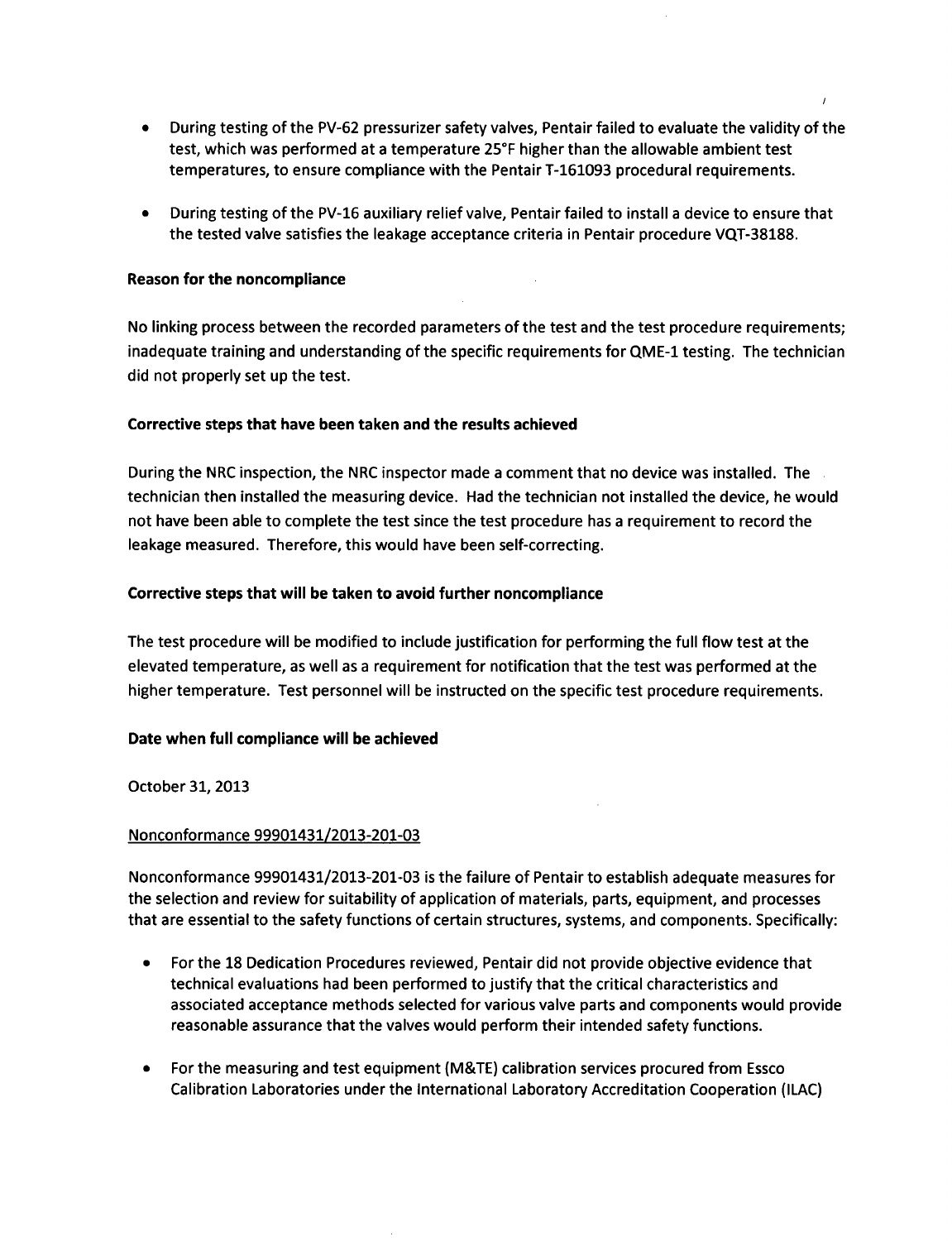- During testing of the PV-62 pressurizer safety valves, Pentair failed to evaluate the validity of the test, which was performed at a temperature 25°F higher than the allowable ambient test temperatures, to ensure compliance with the Pentair T-161093 procedural requirements.
- During testing of the PV-16 auxiliary relief valve, Pentair failed to install a device to ensure that the tested valve satisfies the leakage acceptance criteria in Pentair procedure VQT-38188.

**Reason for the noncompliance**

No linking process between the recorded parameters of the test and the test procedure requirements; inadequate training and understanding of the specific requirements for QME-1 testing. The technician did not properly set up the test.

**Corrective steps that have been taken and the results achieved**

During the NRC inspection, the NRC inspector made a comment that no device was installed. The technician then installed the measuring device. Had the technician not installed the device, he would not have been able to complete the test since the test procedure has a requirement to record the leakage measured. Therefore, this would have been self-correcting.

**Corrective steps that will be taken to avoid further noncompliance**

The test procedure will be modified to include justification for performing the full flow test at the elevated temperature, as well as a requirement for notification that the test was performed at the higher temperature. Test personnel will be instructed on the specific test procedure requirements.

**Date when full compliance will be achieved**

October 31, 2013

Nonconformance 99901431/2013-201-03

Nonconformance 99901431/2013-201-03 is the failure of Pentair to establish adequate measures for the selection and review for suitability of application of materials, parts, equipment, and processes that are essential to the safety functions of certain structures, systems, and components. Specifically:

- For the 18 Dedication Procedures reviewed, Pentair did not provide objective evidence that technical evaluations had been performed to justify that the critical characteristics and associated acceptance methods selected for various valve parts and components would provide reasonable assurance that the valves would perform their intended safety functions.
- For the measuring and test equipment (M&TE) calibration services procured from Essco Calibration Laboratories under the International Laboratory Accreditation Cooperation (ILAC)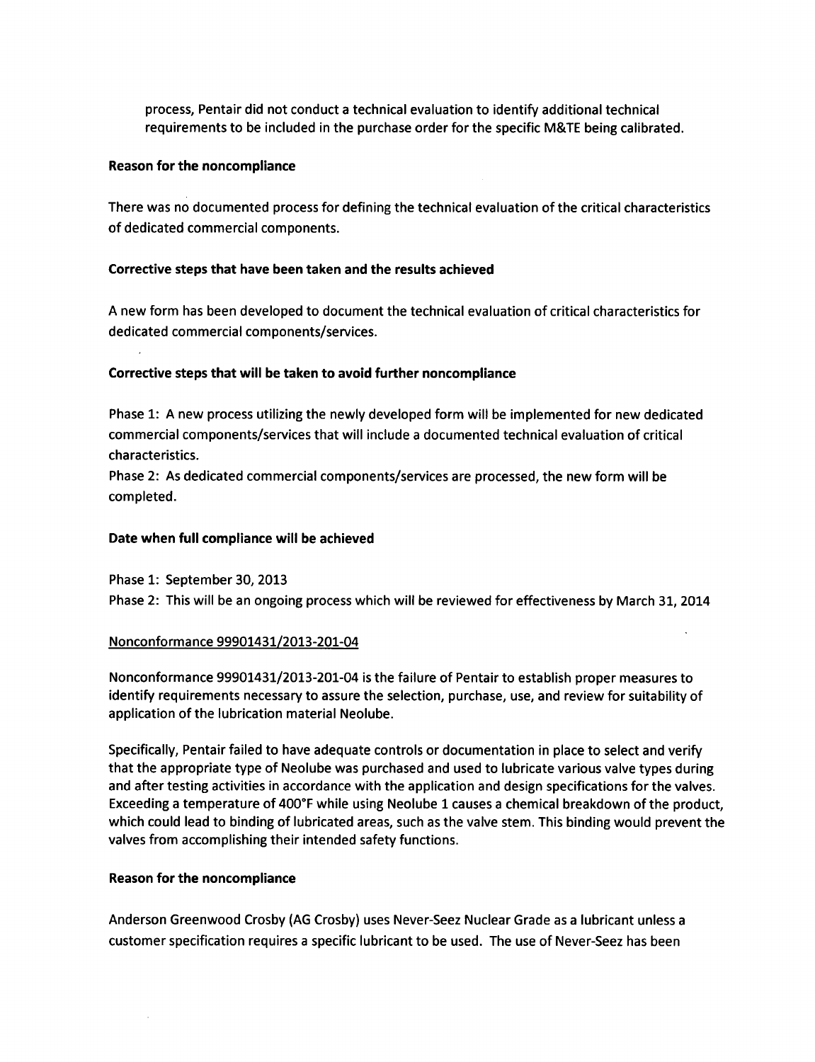process, Pentair did not conduct a technical evaluation to identify additional technical requirements to be included in the purchase order for the specific M&TE being calibrated.

**Reason for the noncompliance**

There was no documented process for defining the technical evaluation of the critical characteristics of dedicated commercial components.

**Corrective steps that have been taken and the results achieved**

A new form has been developed to document the technical evaluation of critical characteristics for dedicated commercial components/services.

**Corrective steps that will be taken to avoid further noncompliance**

Phase 1: A new process utilizing the newly developed form will be implemented for new dedicated commercial components/services that will include a documented technical evaluation of critical characteristics.
Phase 2: As dedicated commercial components/services are processed, the new form will be completed.

**Date when full compliance will be achieved**

Phase 1: September 30, 2013
Phase 2: This will be an ongoing process which will be reviewed for effectiveness by March 31, 2014

Nonconformance 99901431/2013-201-04

Nonconformance 99901431/2013-201-04 is the failure of Pentair to establish proper measures to identify requirements necessary to assure the selection, purchase, use, and review for suitability of application of the lubrication material Neolube.

Specifically, Pentair failed to have adequate controls or documentation in place to select and verify that the appropriate type of Neolube was purchased and used to lubricate various valve types during and after testing activities in accordance with the application and design specifications for the valves. Exceeding a temperature of 400°F while using Neolube 1 causes a chemical breakdown of the product, which could lead to binding of lubricated areas, such as the valve stem. This binding would prevent the valves from accomplishing their intended safety functions.

**Reason for the noncompliance**

Anderson Greenwood Crosby (AG Crosby) uses Never-Seez Nuclear Grade as a lubricant unless a customer specification requires a specific lubricant to be used. The use of Never-Seez has been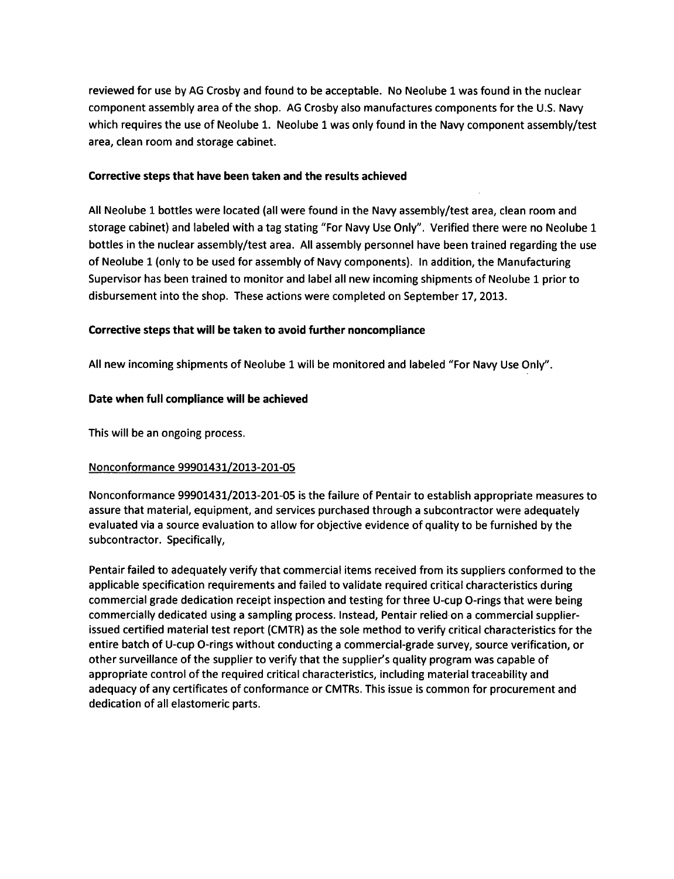reviewed for use by AG Crosby and found to be acceptable. No Neolube 1 was found in the nuclear component assembly area of the shop. AG Crosby also manufactures components for the U.S. Navy which requires the use of Neolube 1. Neolube 1 was only found in the Navy component assembly/test area, clean room and storage cabinet.

**Corrective steps that have been taken and the results achieved**

All Neolube 1 bottles were located (all were found in the Navy assembly/test area, clean room and storage cabinet) and labeled with a tag stating "For Navy Use Only". Verified there were no Neolube 1 bottles in the nuclear assembly/test area. All assembly personnel have been trained regarding the use of Neolube 1 (only to be used for assembly of Navy components). In addition, the Manufacturing Supervisor has been trained to monitor and label all new incoming shipments of Neolube 1 prior to disbursement into the shop. These actions were completed on September 17, 2013.

**Corrective steps that will be taken to avoid further noncompliance**

All new incoming shipments of Neolube 1 will be monitored and labeled "For Navy Use Only".

**Date when full compliance will be achieved**

This will be an ongoing process.

<u>Nonconformance 99901431/2013-201-05</u>

Nonconformance 99901431/2013-201-05 is the failure of Pentair to establish appropriate measures to assure that material, equipment, and services purchased through a subcontractor were adequately evaluated via a source evaluation to allow for objective evidence of quality to be furnished by the subcontractor. Specifically,

Pentair failed to adequately verify that commercial items received from its suppliers conformed to the applicable specification requirements and failed to validate required critical characteristics during commercial grade dedication receipt inspection and testing for three U-cup O-rings that were being commercially dedicated using a sampling process. Instead, Pentair relied on a commercial supplier-issued certified material test report (CMTR) as the sole method to verify critical characteristics for the entire batch of U-cup O-rings without conducting a commercial-grade survey, source verification, or other surveillance of the supplier to verify that the supplier's quality program was capable of appropriate control of the required critical characteristics, including material traceability and adequacy of any certificates of conformance or CMTRs. This issue is common for procurement and dedication of all elastomeric parts.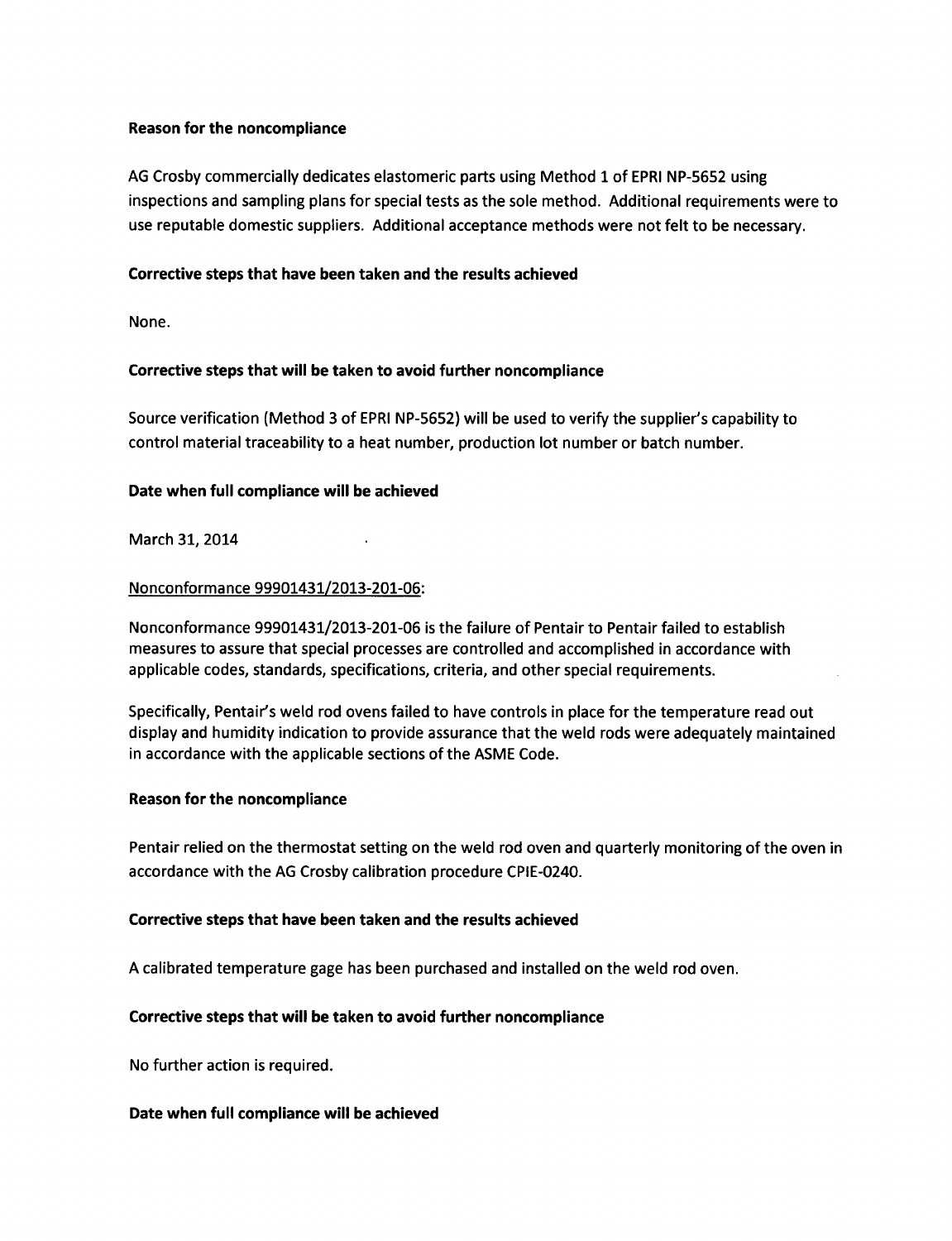**Reason for the noncompliance**

AG Crosby commercially dedicates elastomeric parts using Method 1 of EPRI NP-5652 using inspections and sampling plans for special tests as the sole method. Additional requirements were to use reputable domestic suppliers. Additional acceptance methods were not felt to be necessary.

**Corrective steps that have been taken and the results achieved**

None.

**Corrective steps that will be taken to avoid further noncompliance**

Source verification (Method 3 of EPRI NP-5652) will be used to verify the supplier's capability to control material traceability to a heat number, production lot number or batch number.

**Date when full compliance will be achieved**

March 31, 2014

Nonconformance 99901431/2013-201-06:

Nonconformance 99901431/2013-201-06 is the failure of Pentair to Pentair failed to establish measures to assure that special processes are controlled and accomplished in accordance with applicable codes, standards, specifications, criteria, and other special requirements.

Specifically, Pentair's weld rod ovens failed to have controls in place for the temperature read out display and humidity indication to provide assurance that the weld rods were adequately maintained in accordance with the applicable sections of the ASME Code.

**Reason for the noncompliance**

Pentair relied on the thermostat setting on the weld rod oven and quarterly monitoring of the oven in accordance with the AG Crosby calibration procedure CPIE-0240.

**Corrective steps that have been taken and the results achieved**

A calibrated temperature gage has been purchased and installed on the weld rod oven.

**Corrective steps that will be taken to avoid further noncompliance**

No further action is required.

**Date when full compliance will be achieved**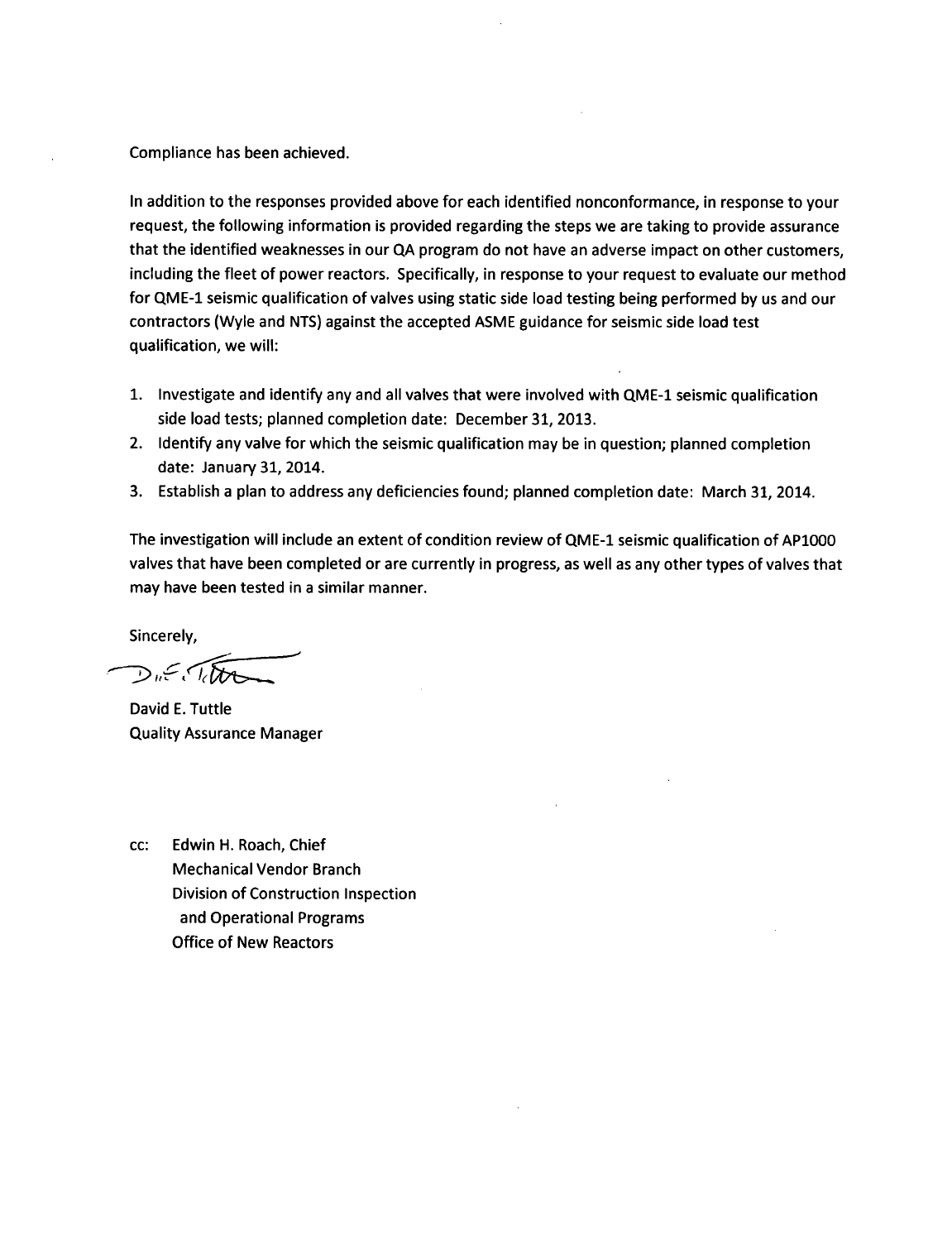Compliance has been achieved.

In addition to the responses provided above for each identified nonconformance, in response to your request, the following information is provided regarding the steps we are taking to provide assurance that the identified weaknesses in our QA program do not have an adverse impact on other customers, including the fleet of power reactors. Specifically, in response to your request to evaluate our method for QME-1 seismic qualification of valves using static side load testing being performed by us and our contractors (Wyle and NTS) against the accepted ASME guidance for seismic side load test qualification, we will:

1. Investigate and identify any and all valves that were involved with QME-1 seismic qualification side load tests; planned completion date: December 31, 2013.
2. Identify any valve for which the seismic qualification may be in question; planned completion date: January 31, 2014.
3. Establish a plan to address any deficiencies found; planned completion date: March 31, 2014.

The investigation will include an extent of condition review of QME-1 seismic qualification of AP1000 valves that have been completed or are currently in progress, as well as any other types of valves that may have been tested in a similar manner.

Sincerely,

David E. Tuttle
Quality Assurance Manager

cc: Edwin H. Roach, Chief
Mechanical Vendor Branch
Division of Construction Inspection
and Operational Programs
Office of New Reactors